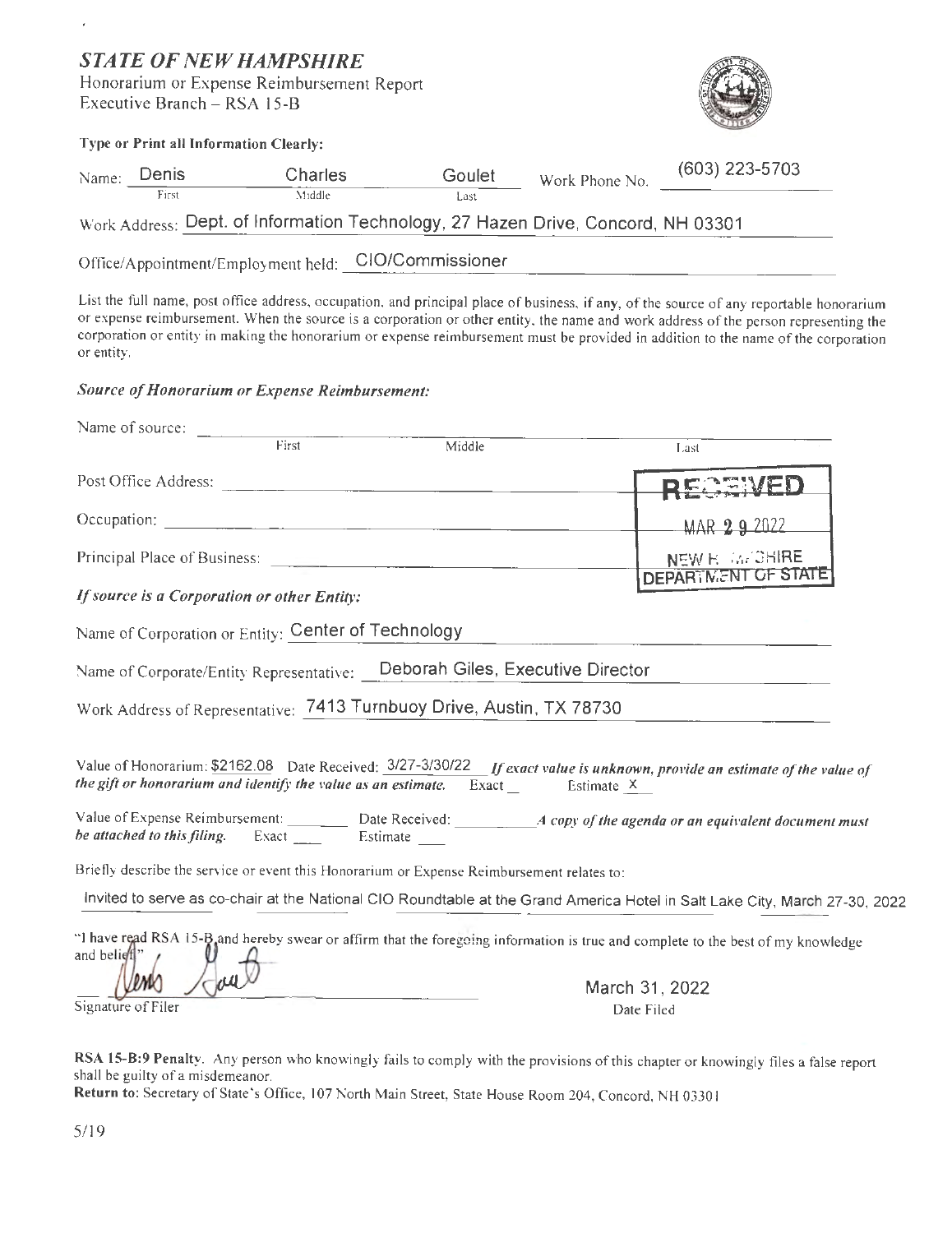# *STATE OF NEW HAMPSHIRE*

Honorarium or Expense Reimbursement Report
Executive Branch – RSA 15-B

**Type or Print all Information Clearly:**

Name: Denis (First) Charles (Middle) Goulet (Last) Work Phone No. (603) 223-5703

Work Address: Dept. of Information Technology, 27 Hazen Drive, Concord, NH 03301

Office/Appointment/Employment held: CIO/Commissioner

List the full name, post office address, occupation, and principal place of business, if any, of the source of any reportable honorarium or expense reimbursement. When the source is a corporation or other entity, the name and work address of the person representing the corporation or entity in making the honorarium or expense reimbursement must be provided in addition to the name of the corporation or entity.

### *Source of Honorarium or Expense Reimbursement:*

Name of source: ______ (First) ______ (Middle) ______ (Last)

Post Office Address: ______

Occupation: ______

Principal Place of Business: ______

RECEIVED
MAR 29 2022
NEW HAMPSHIRE
DEPARTMENT OF STATE

*If source is a Corporation or other Entity:*

Name of Corporation or Entity: Center of Technology

Name of Corporate/Entity Representative: Deborah Giles, Executive Director

Work Address of Representative: 7413 Turnbuoy Drive, Austin, TX 78730

Value of Honorarium: $2162.08 Date Received: 3/27-3/30/22 *If exact value is unknown, provide an estimate of the value of the gift or honorarium and identify the value as an estimate.* Exact __ Estimate X

Value of Expense Reimbursement: ______ Date Received: ______ *A copy of the agenda or an equivalent document must be attached to this filing.* Exact ___ Estimate ___

Briefly describe the service or event this Honorarium or Expense Reimbursement relates to:

Invited to serve as co-chair at the National CIO Roundtable at the Grand America Hotel in Salt Lake City, March 27-30, 2022

"I have read RSA 15-B and hereby swear or affirm that the foregoing information is true and complete to the best of my knowledge and belief."

Signature of Filer: [signature]

March 31, 2022
Date Filed

**RSA 15-B:9 Penalty.** Any person who knowingly fails to comply with the provisions of this chapter or knowingly files a false report shall be guilty of a misdemeanor.

**Return to:** Secretary of State's Office, 107 North Main Street, State House Room 204, Concord, NH 03301

5/19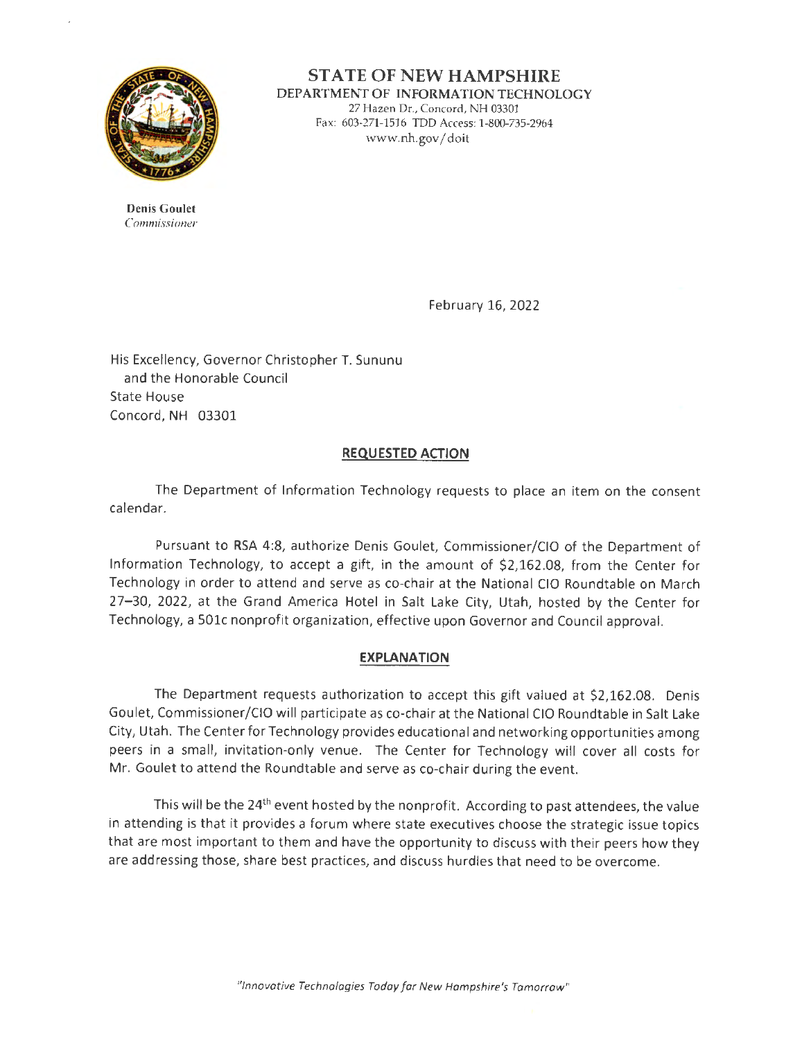# STATE OF NEW HAMPSHIRE

**DEPARTMENT OF INFORMATION TECHNOLOGY**

27 Hazen Dr., Concord, NH 03301
Fax: 603-271-1516 TDD Access: 1-800-735-2964
www.nh.gov/doit

**Denis Goulet**
*Commissioner*

February 16, 2022

His Excellency, Governor Christopher T. Sununu
and the Honorable Council
State House
Concord, NH 03301

## REQUESTED ACTION

The Department of Information Technology requests to place an item on the consent calendar.

Pursuant to RSA 4:8, authorize Denis Goulet, Commissioner/CIO of the Department of Information Technology, to accept a gift, in the amount of $2,162.08, from the Center for Technology in order to attend and serve as co-chair at the National CIO Roundtable on March 27–30, 2022, at the Grand America Hotel in Salt Lake City, Utah, hosted by the Center for Technology, a 501c nonprofit organization, effective upon Governor and Council approval.

## EXPLANATION

The Department requests authorization to accept this gift valued at $2,162.08. Denis Goulet, Commissioner/CIO will participate as co-chair at the National CIO Roundtable in Salt Lake City, Utah. The Center for Technology provides educational and networking opportunities among peers in a small, invitation-only venue. The Center for Technology will cover all costs for Mr. Goulet to attend the Roundtable and serve as co-chair during the event.

This will be the 24th event hosted by the nonprofit. According to past attendees, the value in attending is that it provides a forum where state executives choose the strategic issue topics that are most important to them and have the opportunity to discuss with their peers how they are addressing those, share best practices, and discuss hurdles that need to be overcome.

*"Innovative Technologies Today for New Hampshire's Tomorrow"*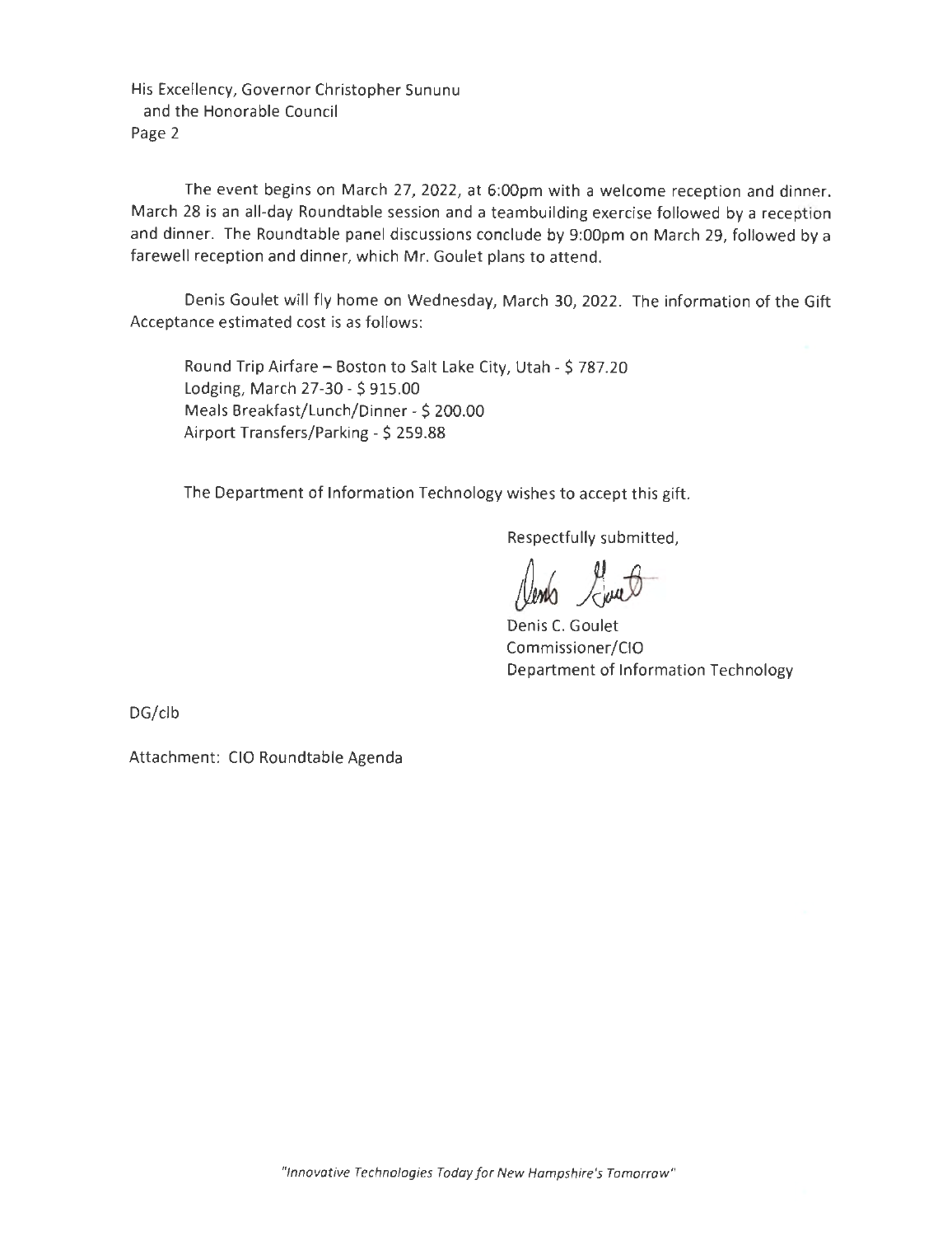His Excellency, Governor Christopher Sununu
and the Honorable Council
Page 2

The event begins on March 27, 2022, at 6:00pm with a welcome reception and dinner. March 28 is an all-day Roundtable session and a teambuilding exercise followed by a reception and dinner. The Roundtable panel discussions conclude by 9:00pm on March 29, followed by a farewell reception and dinner, which Mr. Goulet plans to attend.

Denis Goulet will fly home on Wednesday, March 30, 2022. The information of the Gift Acceptance estimated cost is as follows:

Round Trip Airfare – Boston to Salt Lake City, Utah - $ 787.20
Lodging, March 27-30 - $ 915.00
Meals Breakfast/Lunch/Dinner - $ 200.00
Airport Transfers/Parking - $ 259.88

The Department of Information Technology wishes to accept this gift.

Respectfully submitted,

Denis C. Goulet
Commissioner/CIO
Department of Information Technology

DG/clb

Attachment: CIO Roundtable Agenda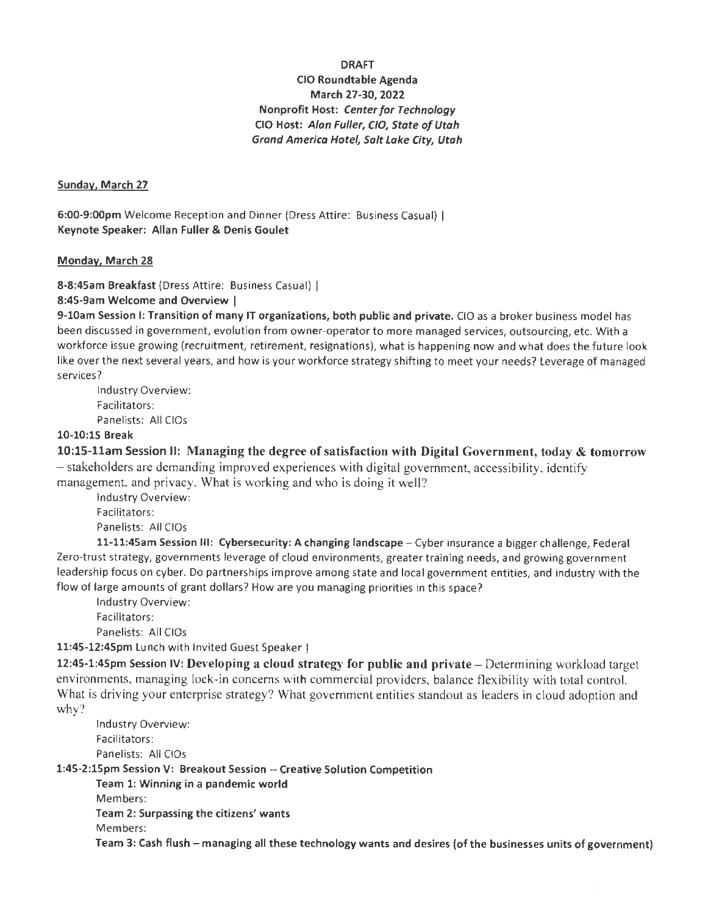**DRAFT**
**CIO Roundtable Agenda**
**March 27-30, 2022**
**Nonprofit Host: *Center for Technology***
**CIO Host: *Alan Fuller, CIO, State of Utah***
***Grand America Hotel, Salt Lake City, Utah***

**Sunday, March 27**

**6:00-9:00pm** Welcome Reception and Dinner (Dress Attire: Business Casual) |
**Keynote Speaker: Allan Fuller & Denis Goulet**

**Monday, March 28**

**8-8:45am Breakfast** (Dress Attire: Business Casual) |
**8:45-9am Welcome and Overview |**
**9-10am Session I: Transition of many IT organizations, both public and private.** CIO as a broker business model has been discussed in government, evolution from owner-operator to more managed services, outsourcing, etc. With a workforce issue growing (recruitment, retirement, resignations), what is happening now and what does the future look like over the next several years, and how is your workforce strategy shifting to meet your needs? Leverage of managed services?

Industry Overview:
Facilitators:
Panelists: All CIOs

**10-10:15 Break**
**10:15-11am Session II: Managing the degree of satisfaction with Digital Government, today & tomorrow** – stakeholders are demanding improved experiences with digital government, accessibility, identify management, and privacy. What is working and who is doing it well?

Industry Overview:
Facilitators:
Panelists: All CIOs

**11-11:45am Session III: Cybersecurity: A changing landscape** – Cyber insurance a bigger challenge, Federal Zero-trust strategy, governments leverage of cloud environments, greater training needs, and growing government leadership focus on cyber. Do partnerships improve among state and local government entities, and industry with the flow of large amounts of grant dollars? How are you managing priorities in this space?

Industry Overview:
Facilitators:
Panelists: All CIOs

**11:45-12:45pm** Lunch with Invited Guest Speaker |
**12:45-1:45pm Session IV: Developing a cloud strategy for public and private** – Determining workload target environments, managing lock-in concerns with commercial providers, balance flexibility with total control. What is driving your enterprise strategy? What government entities standout as leaders in cloud adoption and why?

Industry Overview:
Facilitators:
Panelists: All CIOs

**1:45-2:15pm Session V: Breakout Session -- Creative Solution Competition**

**Team 1: Winning in a pandemic world**
Members:
**Team 2: Surpassing the citizens' wants**
Members:
**Team 3: Cash flush – managing all these technology wants and desires (of the businesses units of government)**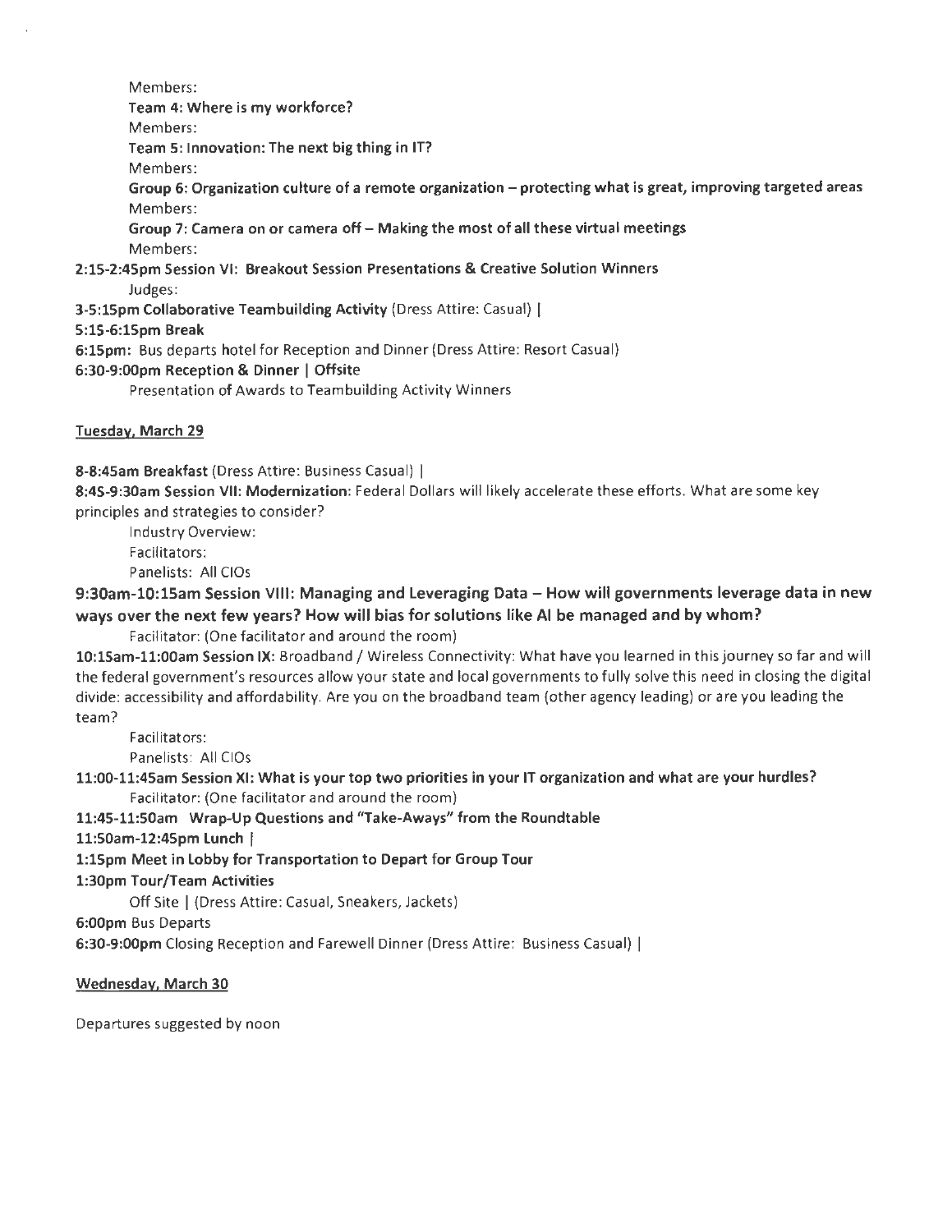Members:

**Team 4: Where is my workforce?**

Members:

**Team 5: Innovation: The next big thing in IT?**

Members:

**Group 6: Organization culture of a remote organization – protecting what is great, improving targeted areas**

Members:

**Group 7: Camera on or camera off – Making the most of all these virtual meetings**

Members:

**2:15-2:45pm Session VI: Breakout Session Presentations & Creative Solution Winners**

Judges:

**3-5:15pm Collaborative Teambuilding Activity** (Dress Attire: Casual) |

**5:15-6:15pm Break**

**6:15pm:** Bus departs hotel for Reception and Dinner (Dress Attire: Resort Casual)

**6:30-9:00pm Reception & Dinner | Offsite**

Presentation of Awards to Teambuilding Activity Winners

## Tuesday, March 29

**8-8:45am Breakfast** (Dress Attire: Business Casual) |

**8:45-9:30am Session VII: Modernization:** Federal Dollars will likely accelerate these efforts. What are some key principles and strategies to consider?

Industry Overview:

Facilitators:

Panelists: All CIOs

**9:30am-10:15am Session VIII: Managing and Leveraging Data – How will governments leverage data in new ways over the next few years? How will bias for solutions like AI be managed and by whom?**

Facilitator: (One facilitator and around the room)

**10:15am-11:00am Session IX:** Broadband / Wireless Connectivity: What have you learned in this journey so far and will the federal government's resources allow your state and local governments to fully solve this need in closing the digital divide: accessibility and affordability. Are you on the broadband team (other agency leading) or are you leading the team?

Facilitators:

Panelists: All CIOs

**11:00-11:45am Session XI: What is your top two priorities in your IT organization and what are your hurdles?**

Facilitator: (One facilitator and around the room)

**11:45-11:50am Wrap-Up Questions and "Take-Aways" from the Roundtable**

**11:50am-12:45pm Lunch** |

**1:15pm Meet in Lobby for Transportation to Depart for Group Tour**

**1:30pm Tour/Team Activities**

Off Site | (Dress Attire: Casual, Sneakers, Jackets)

**6:00pm** Bus Departs

**6:30-9:00pm** Closing Reception and Farewell Dinner (Dress Attire: Business Casual) |

## Wednesday, March 30

Departures suggested by noon